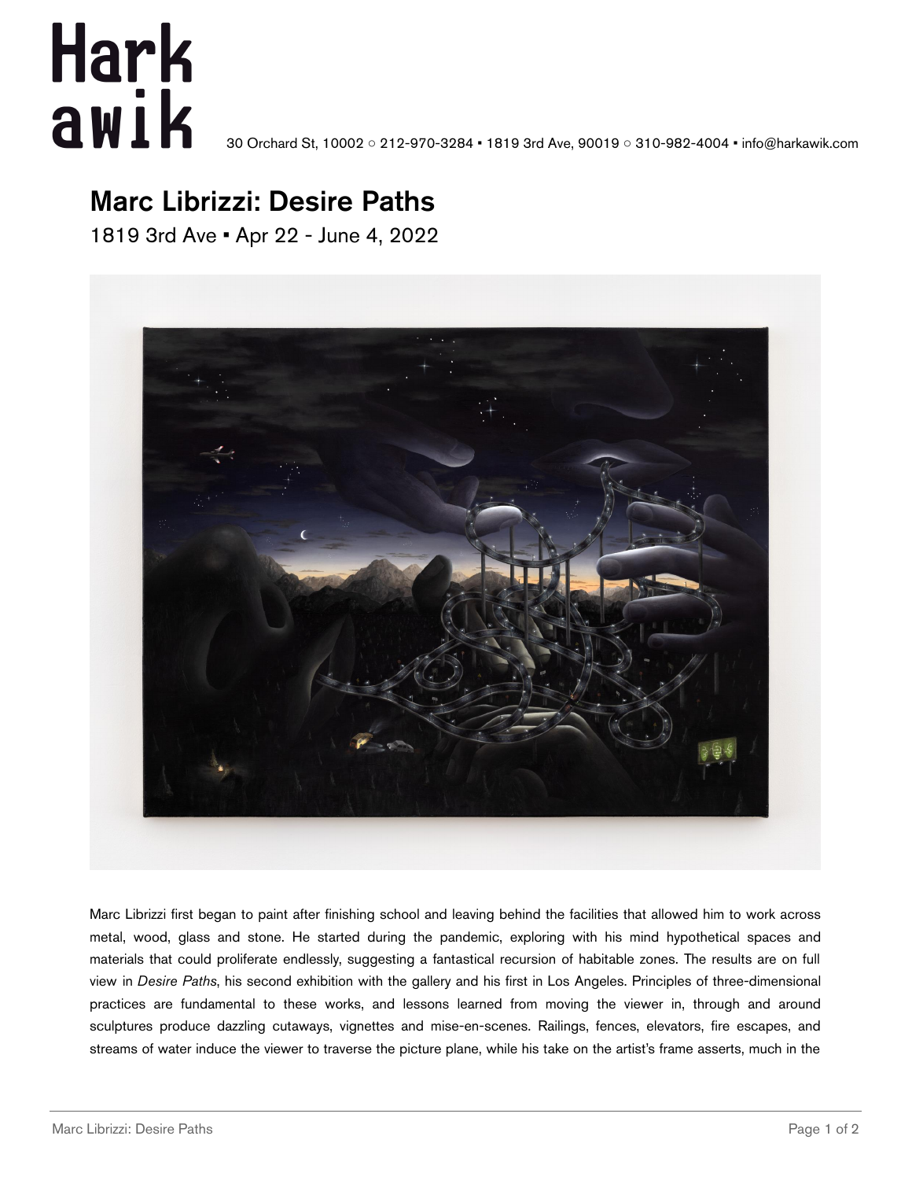# Hark awik

30 Orchard St, 10002 ○ 212-970-3284 ▪ 1819 3rd Ave, 90019 ○ 310-982-4004 ▪ info@harkawik.com

## Marc Librizzi: Desire Paths

1819 3rd Ave ▪ Apr 22 - June 4, 2022

Marc Librizzi first began to paint after finishing school and leaving behind the facilities that allowed him to work across metal, wood, glass and stone. He started during the pandemic, exploring with his mind hypothetical spaces and materials that could proliferate endlessly, suggesting a fantastical recursion of habitable zones. The results are on full view in *Desire Paths*, his second exhibition with the gallery and his first in Los Angeles. Principles of three-dimensional practices are fundamental to these works, and lessons learned from moving the viewer in, through and around sculptures produce dazzling cutaways, vignettes and mise-en-scenes. Railings, fences, elevators, fire escapes, and streams of water induce the viewer to traverse the picture plane, while his take on the artist's frame asserts, much in the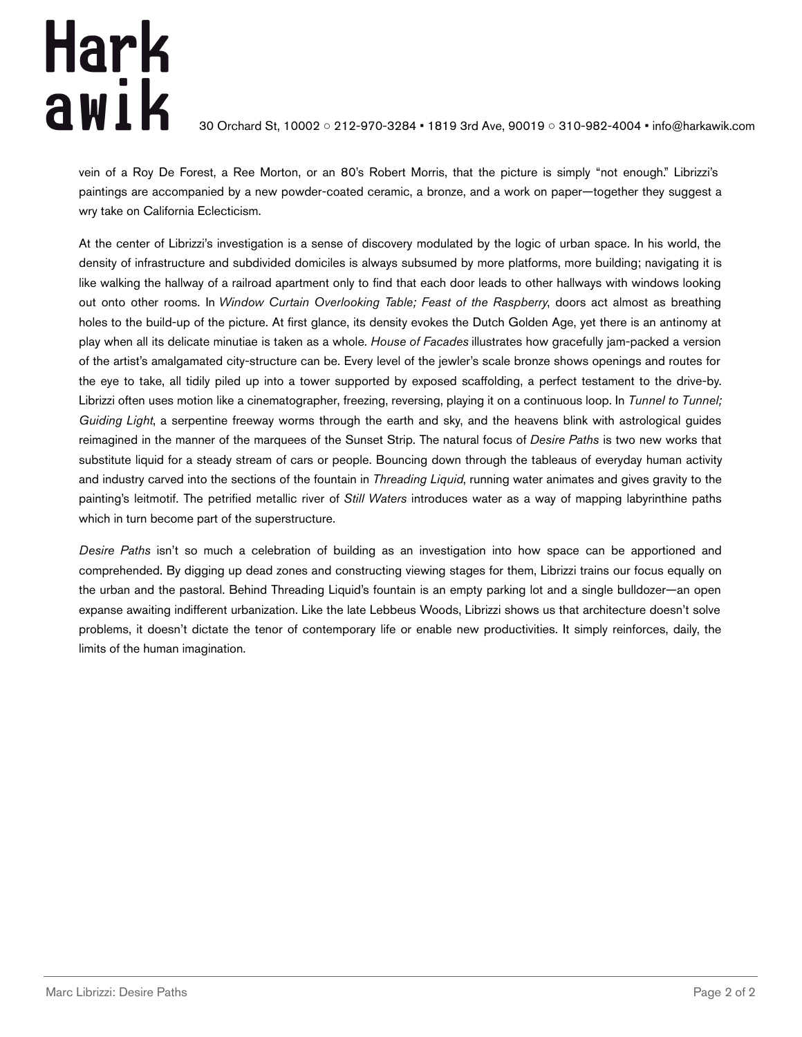vein of a Roy De Forest, a Ree Morton, or an 80's Robert Morris, that the picture is simply "not enough." Librizzi's paintings are accompanied by a new powder-coated ceramic, a bronze, and a work on paper—together they suggest a wry take on California Eclecticism.

At the center of Librizzi's investigation is a sense of discovery modulated by the logic of urban space. In his world, the density of infrastructure and subdivided domiciles is always subsumed by more platforms, more building; navigating it is like walking the hallway of a railroad apartment only to find that each door leads to other hallways with windows looking out onto other rooms. In *Window Curtain Overlooking Table; Feast of the Raspberry*, doors act almost as breathing holes to the build-up of the picture. At first glance, its density evokes the Dutch Golden Age, yet there is an antinomy at play when all its delicate minutiae is taken as a whole. *House of Facades* illustrates how gracefully jam-packed a version of the artist's amalgamated city-structure can be. Every level of the jewler's scale bronze shows openings and routes for the eye to take, all tidily piled up into a tower supported by exposed scaffolding, a perfect testament to the drive-by. Librizzi often uses motion like a cinematographer, freezing, reversing, playing it on a continuous loop. In *Tunnel to Tunnel; Guiding Light*, a serpentine freeway worms through the earth and sky, and the heavens blink with astrological guides reimagined in the manner of the marquees of the Sunset Strip. The natural focus of *Desire Paths* is two new works that substitute liquid for a steady stream of cars or people. Bouncing down through the tableaus of everyday human activity and industry carved into the sections of the fountain in *Threading Liquid*, running water animates and gives gravity to the painting's leitmotif. The petrified metallic river of *Still Waters* introduces water as a way of mapping labyrinthine paths which in turn become part of the superstructure.

*Desire Paths* isn't so much a celebration of building as an investigation into how space can be apportioned and comprehended. By digging up dead zones and constructing viewing stages for them, Librizzi trains our focus equally on the urban and the pastoral. Behind Threading Liquid's fountain is an empty parking lot and a single bulldozer—an open expanse awaiting indifferent urbanization. Like the late Lebbeus Woods, Librizzi shows us that architecture doesn't solve problems, it doesn't dictate the tenor of contemporary life or enable new productivities. It simply reinforces, daily, the limits of the human imagination.